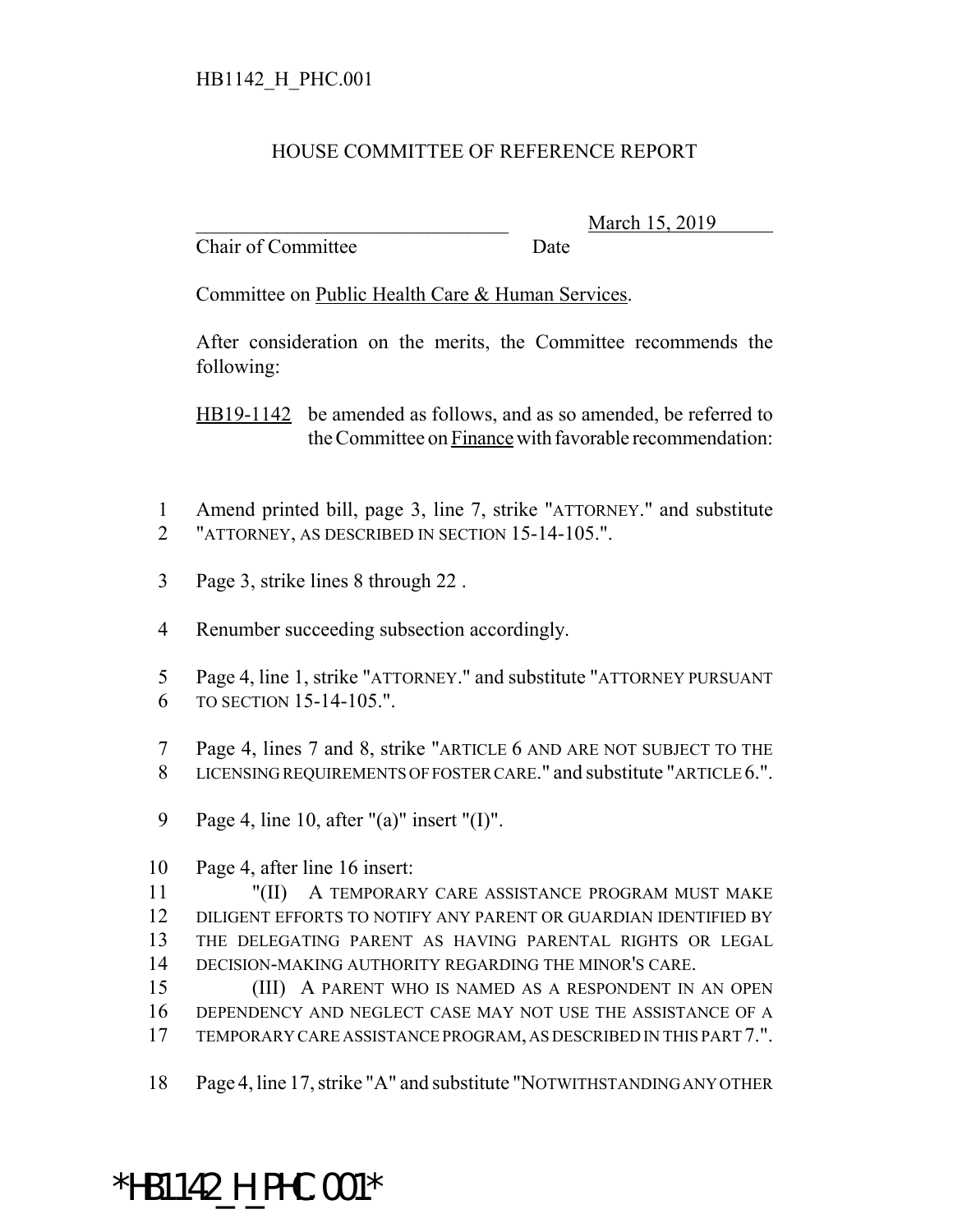HB1142_H_PHC.001

# HOUSE COMMITTEE OF REFERENCE REPORT

________________________________ March 15, 2019
Chair of Committee Date

Committee on Public Health Care & Human Services.

After consideration on the merits, the Committee recommends the following:

HB19-1142 be amended as follows, and as so amended, be referred to the Committee on Finance with favorable recommendation:

1 Amend printed bill, page 3, line 7, strike "ATTORNEY." and substitute
2 "ATTORNEY, AS DESCRIBED IN SECTION 15-14-105.".

3 Page 3, strike lines 8 through 22 .

4 Renumber succeeding subsection accordingly.

5 Page 4, line 1, strike "ATTORNEY." and substitute "ATTORNEY PURSUANT
6 TO SECTION 15-14-105.".

7 Page 4, lines 7 and 8, strike "ARTICLE 6 AND ARE NOT SUBJECT TO THE
8 LICENSING REQUIREMENTS OF FOSTER CARE." and substitute "ARTICLE 6.".

9 Page 4, line 10, after "(a)" insert "(I)".

10 Page 4, after line 16 insert:
11 "(II) A TEMPORARY CARE ASSISTANCE PROGRAM MUST MAKE
12 DILIGENT EFFORTS TO NOTIFY ANY PARENT OR GUARDIAN IDENTIFIED BY
13 THE DELEGATING PARENT AS HAVING PARENTAL RIGHTS OR LEGAL
14 DECISION-MAKING AUTHORITY REGARDING THE MINOR'S CARE.
15 (III) A PARENT WHO IS NAMED AS A RESPONDENT IN AN OPEN
16 DEPENDENCY AND NEGLECT CASE MAY NOT USE THE ASSISTANCE OF A
17 TEMPORARY CARE ASSISTANCE PROGRAM, AS DESCRIBED IN THIS PART 7.".

18 Page 4, line 17, strike "A" and substitute "NOTWITHSTANDING ANY OTHER

*HB1142_H_PHC.001*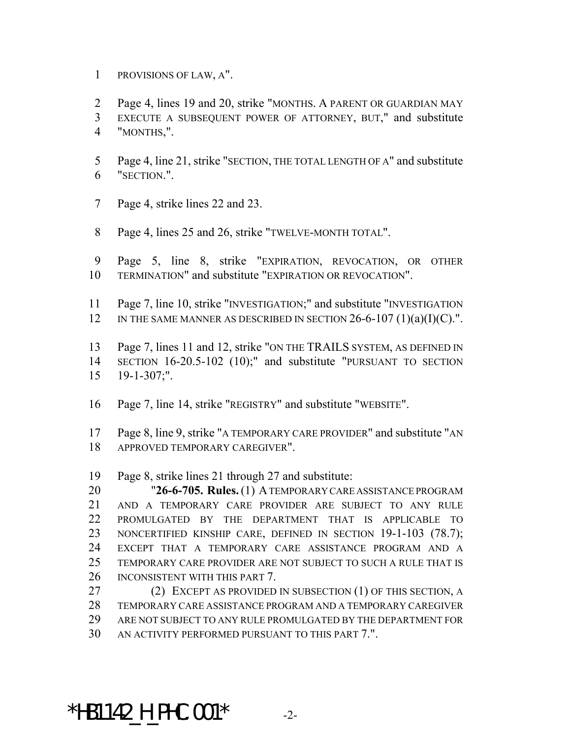PROVISIONS OF LAW, A".

Page 4, lines 19 and 20, strike "MONTHS. A PARENT OR GUARDIAN MAY EXECUTE A SUBSEQUENT POWER OF ATTORNEY, BUT," and substitute "MONTHS,".

Page 4, line 21, strike "SECTION, THE TOTAL LENGTH OF A" and substitute "SECTION.".

Page 4, strike lines 22 and 23.

Page 4, lines 25 and 26, strike "TWELVE-MONTH TOTAL".

Page 5, line 8, strike "EXPIRATION, REVOCATION, OR OTHER TERMINATION" and substitute "EXPIRATION OR REVOCATION".

Page 7, line 10, strike "INVESTIGATION;" and substitute "INVESTIGATION IN THE SAME MANNER AS DESCRIBED IN SECTION 26-6-107 (1)(a)(I)(C).".

Page 7, lines 11 and 12, strike "ON THE TRAILS SYSTEM, AS DEFINED IN SECTION 16-20.5-102 (10);" and substitute "PURSUANT TO SECTION 19-1-307;".

Page 7, line 14, strike "REGISTRY" and substitute "WEBSITE".

Page 8, line 9, strike "A TEMPORARY CARE PROVIDER" and substitute "AN APPROVED TEMPORARY CAREGIVER".

Page 8, strike lines 21 through 27 and substitute:

"**26-6-705. Rules.** (1) A TEMPORARY CARE ASSISTANCE PROGRAM AND A TEMPORARY CARE PROVIDER ARE SUBJECT TO ANY RULE PROMULGATED BY THE DEPARTMENT THAT IS APPLICABLE TO NONCERTIFIED KINSHIP CARE, DEFINED IN SECTION 19-1-103 (78.7); EXCEPT THAT A TEMPORARY CARE ASSISTANCE PROGRAM AND A TEMPORARY CARE PROVIDER ARE NOT SUBJECT TO SUCH A RULE THAT IS INCONSISTENT WITH THIS PART 7.

(2) EXCEPT AS PROVIDED IN SUBSECTION (1) OF THIS SECTION, A TEMPORARY CARE ASSISTANCE PROGRAM AND A TEMPORARY CAREGIVER ARE NOT SUBJECT TO ANY RULE PROMULGATED BY THE DEPARTMENT FOR AN ACTIVITY PERFORMED PURSUANT TO THIS PART 7.".

*HB1142_H_PHC.001*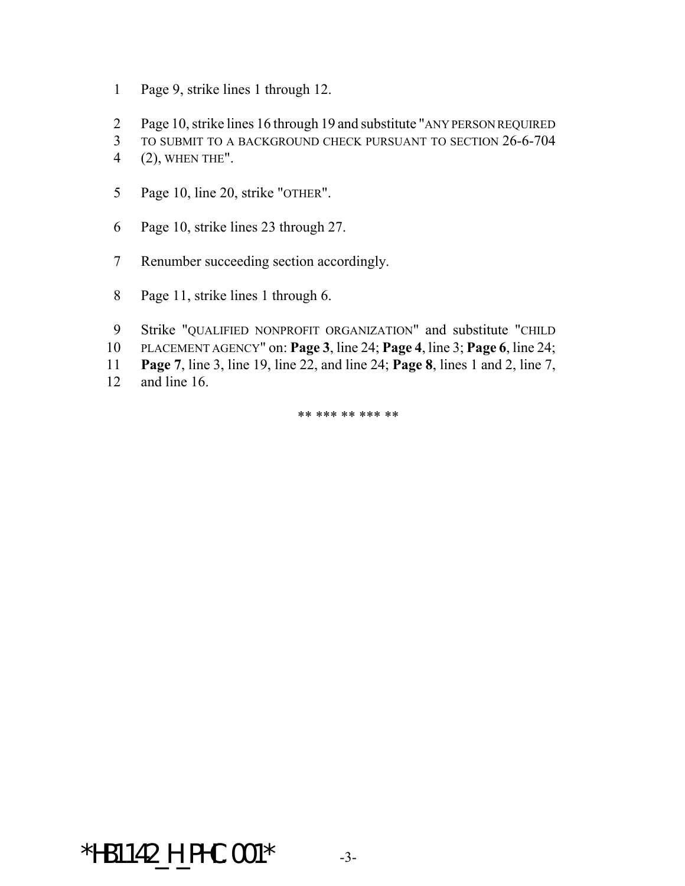Page 9, strike lines 1 through 12.

Page 10, strike lines 16 through 19 and substitute "ANY PERSON REQUIRED TO SUBMIT TO A BACKGROUND CHECK PURSUANT TO SECTION 26-6-704 (2), WHEN THE".

Page 10, line 20, strike "OTHER".

Page 10, strike lines 23 through 27.

Renumber succeeding section accordingly.

Page 11, strike lines 1 through 6.

Strike "QUALIFIED NONPROFIT ORGANIZATION" and substitute "CHILD PLACEMENT AGENCY" on: **Page 3**, line 24; **Page 4**, line 3; **Page 6**, line 24; **Page 7**, line 3, line 19, line 22, and line 24; **Page 8**, lines 1 and 2, line 7, and line 16.

** *** ** *** **

*HB1142_H_PHC.001*